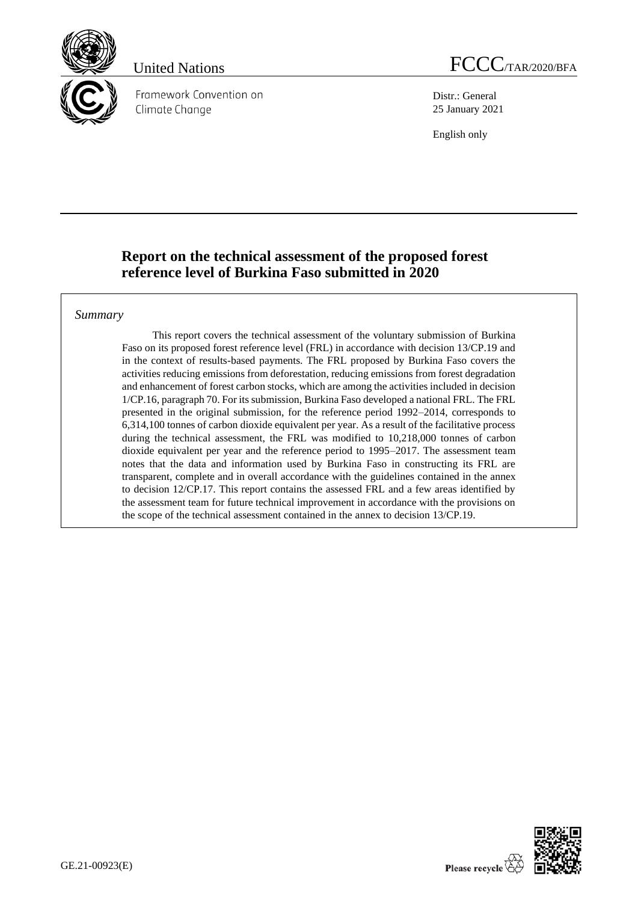United Nations

FCCC/TAR/2020/BFA

Framework Convention on Climate Change

Distr.: General
25 January 2021

English only

# Report on the technical assessment of the proposed forest reference level of Burkina Faso submitted in 2020

*Summary*

This report covers the technical assessment of the voluntary submission of Burkina Faso on its proposed forest reference level (FRL) in accordance with decision 13/CP.19 and in the context of results-based payments. The FRL proposed by Burkina Faso covers the activities reducing emissions from deforestation, reducing emissions from forest degradation and enhancement of forest carbon stocks, which are among the activities included in decision 1/CP.16, paragraph 70. For its submission, Burkina Faso developed a national FRL. The FRL presented in the original submission, for the reference period 1992–2014, corresponds to 6,314,100 tonnes of carbon dioxide equivalent per year. As a result of the facilitative process during the technical assessment, the FRL was modified to 10,218,000 tonnes of carbon dioxide equivalent per year and the reference period to 1995–2017. The assessment team notes that the data and information used by Burkina Faso in constructing its FRL are transparent, complete and in overall accordance with the guidelines contained in the annex to decision 12/CP.17. This report contains the assessed FRL and a few areas identified by the assessment team for future technical improvement in accordance with the provisions on the scope of the technical assessment contained in the annex to decision 13/CP.19.

GE.21-00923(E)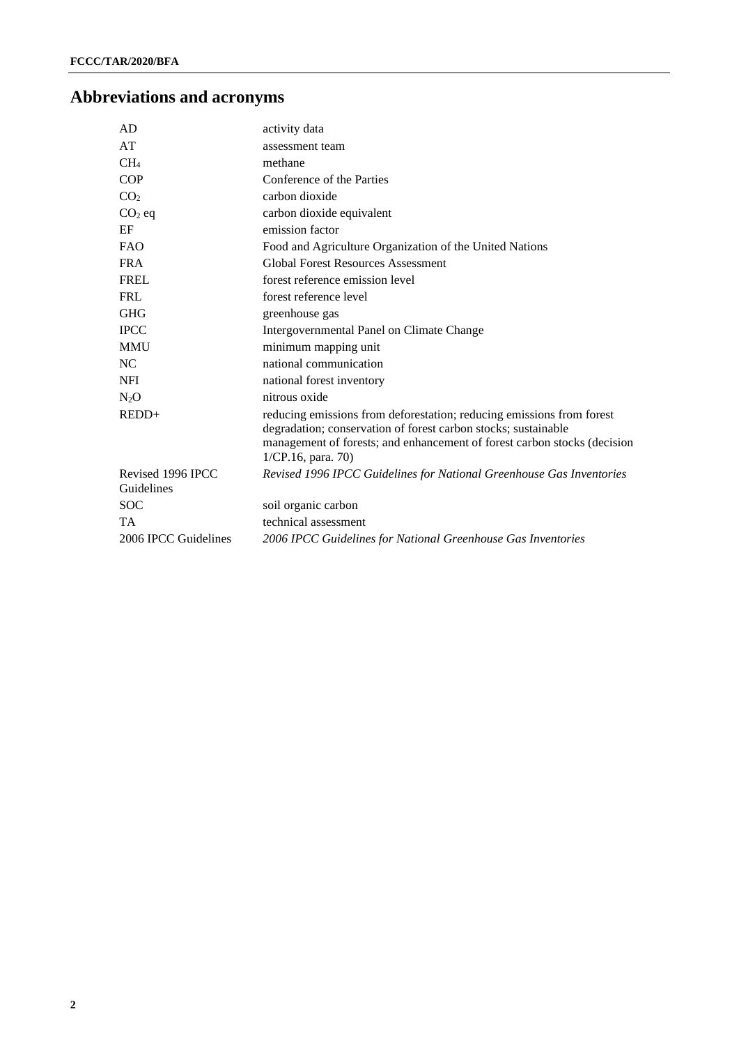# Abbreviations and acronyms

| | |
|---|---|
| AD | activity data |
| AT | assessment team |
| $CH_4$ | methane |
| COP | Conference of the Parties |
| $CO_2$ | carbon dioxide |
| $CO_2$ eq | carbon dioxide equivalent |
| EF | emission factor |
| FAO | Food and Agriculture Organization of the United Nations |
| FRA | Global Forest Resources Assessment |
| FREL | forest reference emission level |
| FRL | forest reference level |
| GHG | greenhouse gas |
| IPCC | Intergovernmental Panel on Climate Change |
| MMU | minimum mapping unit |
| NC | national communication |
| NFI | national forest inventory |
| $N_2O$ | nitrous oxide |
| REDD+ | reducing emissions from deforestation; reducing emissions from forest degradation; conservation of forest carbon stocks; sustainable management of forests; and enhancement of forest carbon stocks (decision 1/CP.16, para. 70) |
| Revised 1996 IPCC Guidelines | *Revised 1996 IPCC Guidelines for National Greenhouse Gas Inventories* |
| SOC | soil organic carbon |
| TA | technical assessment |
| 2006 IPCC Guidelines | *2006 IPCC Guidelines for National Greenhouse Gas Inventories* |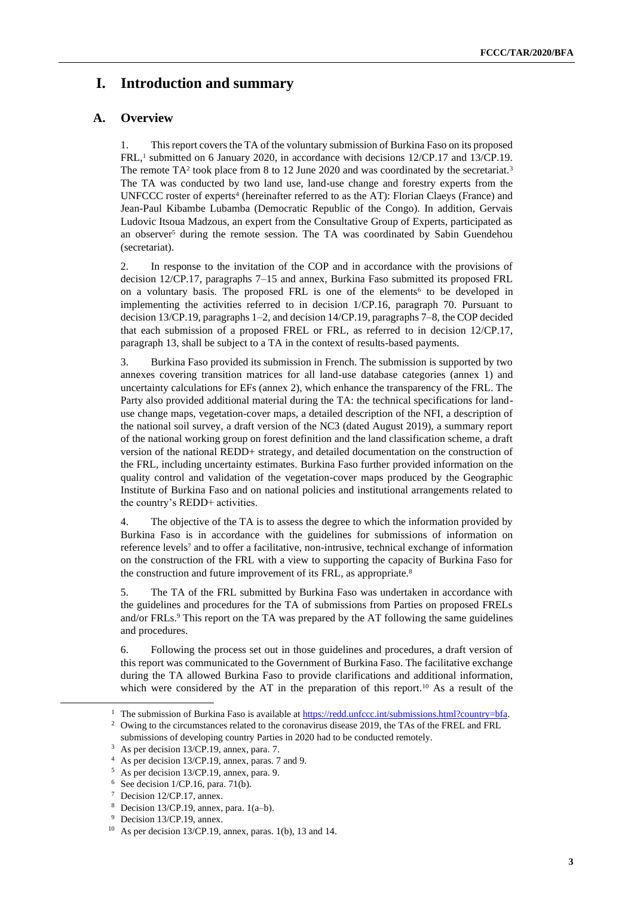# I. Introduction and summary

## A. Overview

1. This report covers the TA of the voluntary submission of Burkina Faso on its proposed FRL,[1] submitted on 6 January 2020, in accordance with decisions 12/CP.17 and 13/CP.19. The remote TA[2] took place from 8 to 12 June 2020 and was coordinated by the secretariat.[3] The TA was conducted by two land use, land-use change and forestry experts from the UNFCCC roster of experts[4] (hereinafter referred to as the AT): Florian Claeys (France) and Jean-Paul Kibambe Lubamba (Democratic Republic of the Congo). In addition, Gervais Ludovic Itsoua Madzous, an expert from the Consultative Group of Experts, participated as an observer[5] during the remote session. The TA was coordinated by Sabin Guendehou (secretariat).

2. In response to the invitation of the COP and in accordance with the provisions of decision 12/CP.17, paragraphs 7–15 and annex, Burkina Faso submitted its proposed FRL on a voluntary basis. The proposed FRL is one of the elements[6] to be developed in implementing the activities referred to in decision 1/CP.16, paragraph 70. Pursuant to decision 13/CP.19, paragraphs 1–2, and decision 14/CP.19, paragraphs 7–8, the COP decided that each submission of a proposed FREL or FRL, as referred to in decision 12/CP.17, paragraph 13, shall be subject to a TA in the context of results-based payments.

3. Burkina Faso provided its submission in French. The submission is supported by two annexes covering transition matrices for all land-use database categories (annex 1) and uncertainty calculations for EFs (annex 2), which enhance the transparency of the FRL. The Party also provided additional material during the TA: the technical specifications for land-use change maps, vegetation-cover maps, a detailed description of the NFI, a description of the national soil survey, a draft version of the NC3 (dated August 2019), a summary report of the national working group on forest definition and the land classification scheme, a draft version of the national REDD+ strategy, and detailed documentation on the construction of the FRL, including uncertainty estimates. Burkina Faso further provided information on the quality control and validation of the vegetation-cover maps produced by the Geographic Institute of Burkina Faso and on national policies and institutional arrangements related to the country's REDD+ activities.

4. The objective of the TA is to assess the degree to which the information provided by Burkina Faso is in accordance with the guidelines for submissions of information on reference levels[7] and to offer a facilitative, non-intrusive, technical exchange of information on the construction of the FRL with a view to supporting the capacity of Burkina Faso for the construction and future improvement of its FRL, as appropriate.[8]

5. The TA of the FRL submitted by Burkina Faso was undertaken in accordance with the guidelines and procedures for the TA of submissions from Parties on proposed FRELs and/or FRLs.[9] This report on the TA was prepared by the AT following the same guidelines and procedures.

6. Following the process set out in those guidelines and procedures, a draft version of this report was communicated to the Government of Burkina Faso. The facilitative exchange during the TA allowed Burkina Faso to provide clarifications and additional information, which were considered by the AT in the preparation of this report.[10] As a result of the

---

[1] The submission of Burkina Faso is available at https://redd.unfccc.int/submissions.html?country=bfa.

[2] Owing to the circumstances related to the coronavirus disease 2019, the TAs of the FREL and FRL submissions of developing country Parties in 2020 had to be conducted remotely.

[3] As per decision 13/CP.19, annex, para. 7.

[4] As per decision 13/CP.19, annex, paras. 7 and 9.

[5] As per decision 13/CP.19, annex, para. 9.

[6] See decision 1/CP.16, para. 71(b).

[7] Decision 12/CP.17, annex.

[8] Decision 13/CP.19, annex, para. 1(a–b).

[9] Decision 13/CP.19, annex.

[10] As per decision 13/CP.19, annex, paras. 1(b), 13 and 14.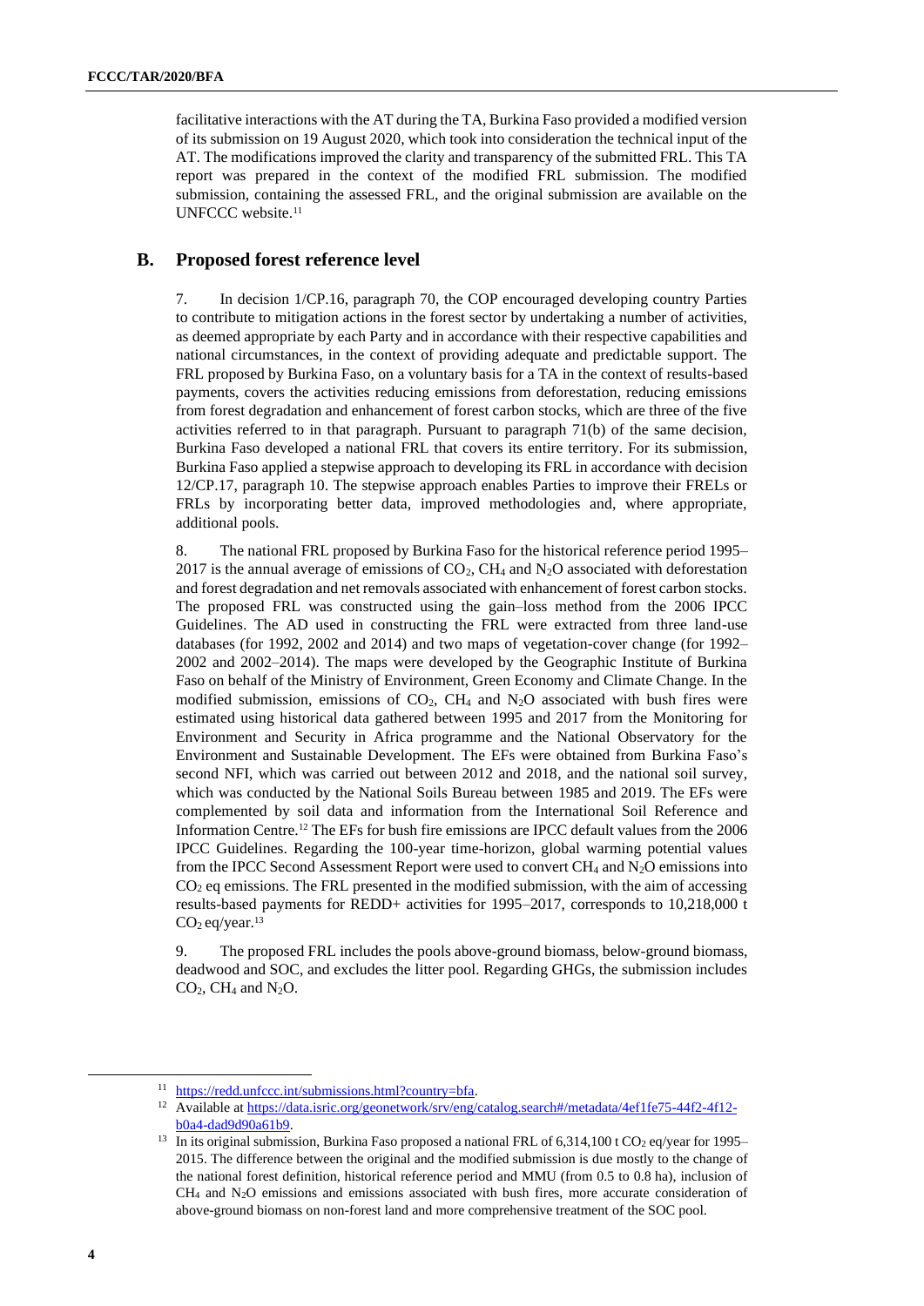facilitative interactions with the AT during the TA, Burkina Faso provided a modified version of its submission on 19 August 2020, which took into consideration the technical input of the AT. The modifications improved the clarity and transparency of the submitted FRL. This TA report was prepared in the context of the modified FRL submission. The modified submission, containing the assessed FRL, and the original submission are available on the UNFCCC website.[11]

## B. Proposed forest reference level

7. In decision 1/CP.16, paragraph 70, the COP encouraged developing country Parties to contribute to mitigation actions in the forest sector by undertaking a number of activities, as deemed appropriate by each Party and in accordance with their respective capabilities and national circumstances, in the context of providing adequate and predictable support. The FRL proposed by Burkina Faso, on a voluntary basis for a TA in the context of results-based payments, covers the activities reducing emissions from deforestation, reducing emissions from forest degradation and enhancement of forest carbon stocks, which are three of the five activities referred to in that paragraph. Pursuant to paragraph 71(b) of the same decision, Burkina Faso developed a national FRL that covers its entire territory. For its submission, Burkina Faso applied a stepwise approach to developing its FRL in accordance with decision 12/CP.17, paragraph 10. The stepwise approach enables Parties to improve their FRELs or FRLs by incorporating better data, improved methodologies and, where appropriate, additional pools.

8. The national FRL proposed by Burkina Faso for the historical reference period 1995–2017 is the annual average of emissions of $CO_2$, $CH_4$ and $N_2O$ associated with deforestation and forest degradation and net removals associated with enhancement of forest carbon stocks. The proposed FRL was constructed using the gain–loss method from the 2006 IPCC Guidelines. The AD used in constructing the FRL were extracted from three land-use databases (for 1992, 2002 and 2014) and two maps of vegetation-cover change (for 1992–2002 and 2002–2014). The maps were developed by the Geographic Institute of Burkina Faso on behalf of the Ministry of Environment, Green Economy and Climate Change. In the modified submission, emissions of $CO_2$, $CH_4$ and $N_2O$ associated with bush fires were estimated using historical data gathered between 1995 and 2017 from the Monitoring for Environment and Security in Africa programme and the National Observatory for the Environment and Sustainable Development. The EFs were obtained from Burkina Faso's second NFI, which was carried out between 2012 and 2018, and the national soil survey, which was conducted by the National Soils Bureau between 1985 and 2019. The EFs were complemented by soil data and information from the International Soil Reference and Information Centre.[12] The EFs for bush fire emissions are IPCC default values from the 2006 IPCC Guidelines. Regarding the 100-year time-horizon, global warming potential values from the IPCC Second Assessment Report were used to convert $CH_4$ and $N_2O$ emissions into $CO_2$ eq emissions. The FRL presented in the modified submission, with the aim of accessing results-based payments for REDD+ activities for 1995–2017, corresponds to 10,218,000 t $CO_2$ eq/year.[13]

9. The proposed FRL includes the pools above-ground biomass, below-ground biomass, deadwood and SOC, and excludes the litter pool. Regarding GHGs, the submission includes $CO_2$, $CH_4$ and $N_2O$.

[11] https://redd.unfccc.int/submissions.html?country=bfa.

[12] Available at https://data.isric.org/geonetwork/srv/eng/catalog.search#/metadata/4ef1fe75-44f2-4f12-b0a4-dad9d90a61b9.

[13] In its original submission, Burkina Faso proposed a national FRL of 6,314,100 t $CO_2$ eq/year for 1995–2015. The difference between the original and the modified submission is due mostly to the change of the national forest definition, historical reference period and MMU (from 0.5 to 0.8 ha), inclusion of $CH_4$ and $N_2O$ emissions and emissions associated with bush fires, more accurate consideration of above-ground biomass on non-forest land and more comprehensive treatment of the SOC pool.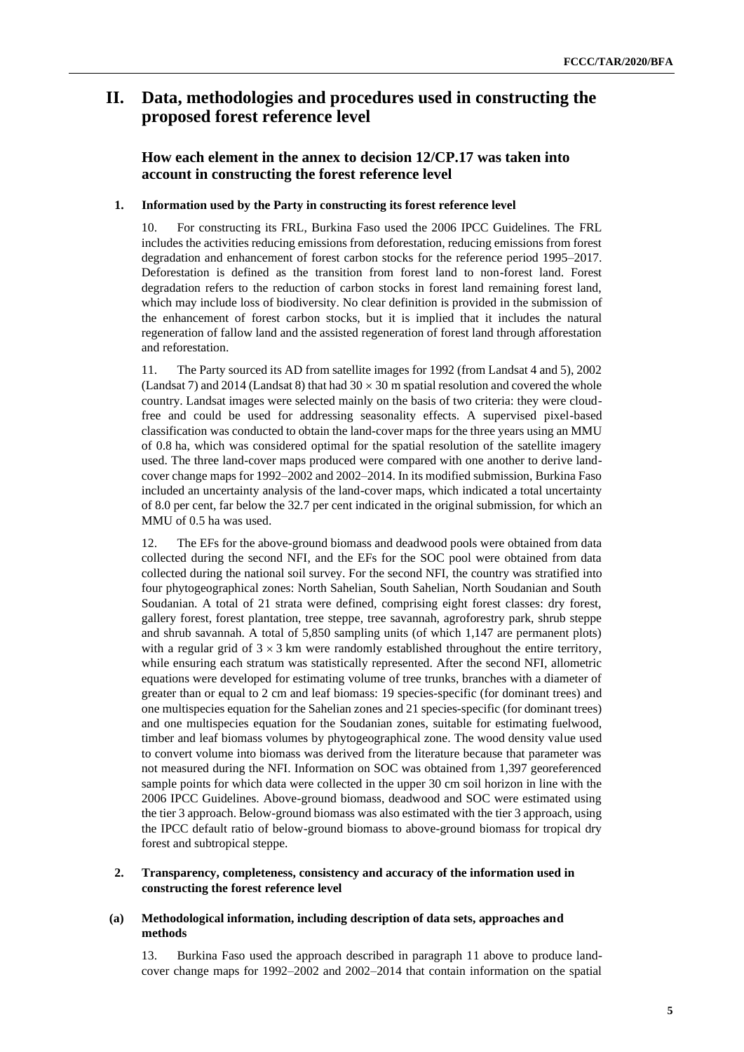# II. Data, methodologies and procedures used in constructing the proposed forest reference level

## How each element in the annex to decision 12/CP.17 was taken into account in constructing the forest reference level

### 1. Information used by the Party in constructing its forest reference level

10. For constructing its FRL, Burkina Faso used the 2006 IPCC Guidelines. The FRL includes the activities reducing emissions from deforestation, reducing emissions from forest degradation and enhancement of forest carbon stocks for the reference period 1995–2017. Deforestation is defined as the transition from forest land to non-forest land. Forest degradation refers to the reduction of carbon stocks in forest land remaining forest land, which may include loss of biodiversity. No clear definition is provided in the submission of the enhancement of forest carbon stocks, but it is implied that it includes the natural regeneration of fallow land and the assisted regeneration of forest land through afforestation and reforestation.

11. The Party sourced its AD from satellite images for 1992 (from Landsat 4 and 5), 2002 (Landsat 7) and 2014 (Landsat 8) that had $30 \times 30$ m spatial resolution and covered the whole country. Landsat images were selected mainly on the basis of two criteria: they were cloud-free and could be used for addressing seasonality effects. A supervised pixel-based classification was conducted to obtain the land-cover maps for the three years using an MMU of 0.8 ha, which was considered optimal for the spatial resolution of the satellite imagery used. The three land-cover maps produced were compared with one another to derive land-cover change maps for 1992–2002 and 2002–2014. In its modified submission, Burkina Faso included an uncertainty analysis of the land-cover maps, which indicated a total uncertainty of 8.0 per cent, far below the 32.7 per cent indicated in the original submission, for which an MMU of 0.5 ha was used.

12. The EFs for the above-ground biomass and deadwood pools were obtained from data collected during the second NFI, and the EFs for the SOC pool were obtained from data collected during the national soil survey. For the second NFI, the country was stratified into four phytogeographical zones: North Sahelian, South Sahelian, North Soudanian and South Soudanian. A total of 21 strata were defined, comprising eight forest classes: dry forest, gallery forest, forest plantation, tree steppe, tree savannah, agroforestry park, shrub steppe and shrub savannah. A total of 5,850 sampling units (of which 1,147 are permanent plots) with a regular grid of $3 \times 3$ km were randomly established throughout the entire territory, while ensuring each stratum was statistically represented. After the second NFI, allometric equations were developed for estimating volume of tree trunks, branches with a diameter of greater than or equal to 2 cm and leaf biomass: 19 species-specific (for dominant trees) and one multispecies equation for the Sahelian zones and 21 species-specific (for dominant trees) and one multispecies equation for the Soudanian zones, suitable for estimating fuelwood, timber and leaf biomass volumes by phytogeographical zone. The wood density value used to convert volume into biomass was derived from the literature because that parameter was not measured during the NFI. Information on SOC was obtained from 1,397 georeferenced sample points for which data were collected in the upper 30 cm soil horizon in line with the 2006 IPCC Guidelines. Above-ground biomass, deadwood and SOC were estimated using the tier 3 approach. Below-ground biomass was also estimated with the tier 3 approach, using the IPCC default ratio of below-ground biomass to above-ground biomass for tropical dry forest and subtropical steppe.

### 2. Transparency, completeness, consistency and accuracy of the information used in constructing the forest reference level

#### (a) Methodological information, including description of data sets, approaches and methods

13. Burkina Faso used the approach described in paragraph 11 above to produce land-cover change maps for 1992–2002 and 2002–2014 that contain information on the spatial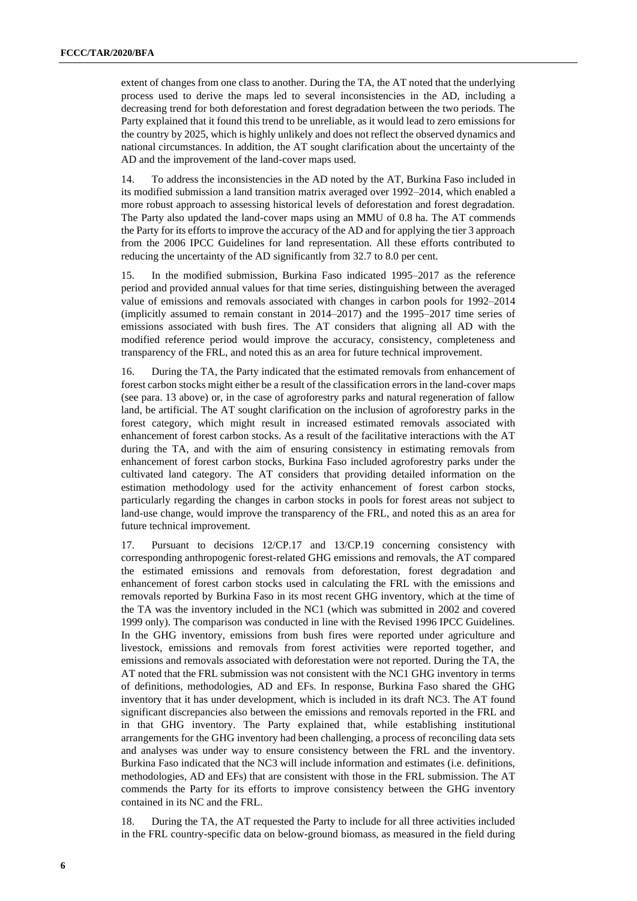extent of changes from one class to another. During the TA, the AT noted that the underlying process used to derive the maps led to several inconsistencies in the AD, including a decreasing trend for both deforestation and forest degradation between the two periods. The Party explained that it found this trend to be unreliable, as it would lead to zero emissions for the country by 2025, which is highly unlikely and does not reflect the observed dynamics and national circumstances. In addition, the AT sought clarification about the uncertainty of the AD and the improvement of the land-cover maps used.

14. To address the inconsistencies in the AD noted by the AT, Burkina Faso included in its modified submission a land transition matrix averaged over 1992–2014, which enabled a more robust approach to assessing historical levels of deforestation and forest degradation. The Party also updated the land-cover maps using an MMU of 0.8 ha. The AT commends the Party for its efforts to improve the accuracy of the AD and for applying the tier 3 approach from the 2006 IPCC Guidelines for land representation. All these efforts contributed to reducing the uncertainty of the AD significantly from 32.7 to 8.0 per cent.

15. In the modified submission, Burkina Faso indicated 1995–2017 as the reference period and provided annual values for that time series, distinguishing between the averaged value of emissions and removals associated with changes in carbon pools for 1992–2014 (implicitly assumed to remain constant in 2014–2017) and the 1995–2017 time series of emissions associated with bush fires. The AT considers that aligning all AD with the modified reference period would improve the accuracy, consistency, completeness and transparency of the FRL, and noted this as an area for future technical improvement.

16. During the TA, the Party indicated that the estimated removals from enhancement of forest carbon stocks might either be a result of the classification errors in the land-cover maps (see para. 13 above) or, in the case of agroforestry parks and natural regeneration of fallow land, be artificial. The AT sought clarification on the inclusion of agroforestry parks in the forest category, which might result in increased estimated removals associated with enhancement of forest carbon stocks. As a result of the facilitative interactions with the AT during the TA, and with the aim of ensuring consistency in estimating removals from enhancement of forest carbon stocks, Burkina Faso included agroforestry parks under the cultivated land category. The AT considers that providing detailed information on the estimation methodology used for the activity enhancement of forest carbon stocks, particularly regarding the changes in carbon stocks in pools for forest areas not subject to land-use change, would improve the transparency of the FRL, and noted this as an area for future technical improvement.

17. Pursuant to decisions 12/CP.17 and 13/CP.19 concerning consistency with corresponding anthropogenic forest-related GHG emissions and removals, the AT compared the estimated emissions and removals from deforestation, forest degradation and enhancement of forest carbon stocks used in calculating the FRL with the emissions and removals reported by Burkina Faso in its most recent GHG inventory, which at the time of the TA was the inventory included in the NC1 (which was submitted in 2002 and covered 1999 only). The comparison was conducted in line with the Revised 1996 IPCC Guidelines. In the GHG inventory, emissions from bush fires were reported under agriculture and livestock, emissions and removals from forest activities were reported together, and emissions and removals associated with deforestation were not reported. During the TA, the AT noted that the FRL submission was not consistent with the NC1 GHG inventory in terms of definitions, methodologies, AD and EFs. In response, Burkina Faso shared the GHG inventory that it has under development, which is included in its draft NC3. The AT found significant discrepancies also between the emissions and removals reported in the FRL and in that GHG inventory. The Party explained that, while establishing institutional arrangements for the GHG inventory had been challenging, a process of reconciling data sets and analyses was under way to ensure consistency between the FRL and the inventory. Burkina Faso indicated that the NC3 will include information and estimates (i.e. definitions, methodologies, AD and EFs) that are consistent with those in the FRL submission. The AT commends the Party for its efforts to improve consistency between the GHG inventory contained in its NC and the FRL.

18. During the TA, the AT requested the Party to include for all three activities included in the FRL country-specific data on below-ground biomass, as measured in the field during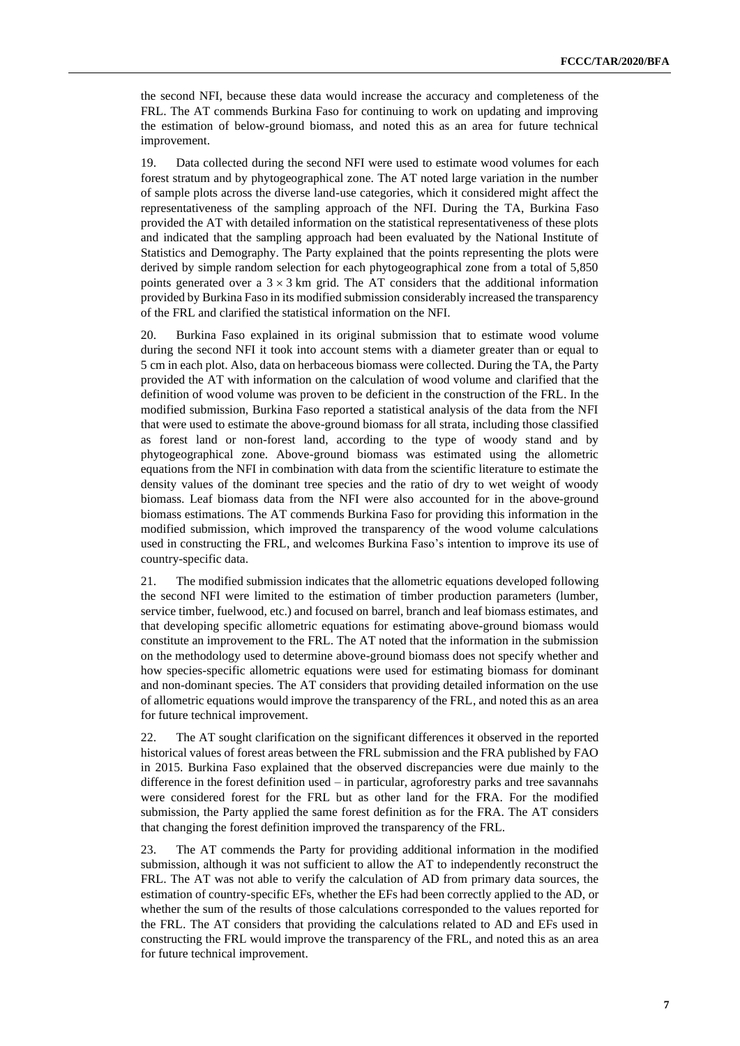the second NFI, because these data would increase the accuracy and completeness of the FRL. The AT commends Burkina Faso for continuing to work on updating and improving the estimation of below-ground biomass, and noted this as an area for future technical improvement.

19. Data collected during the second NFI were used to estimate wood volumes for each forest stratum and by phytogeographical zone. The AT noted large variation in the number of sample plots across the diverse land-use categories, which it considered might affect the representativeness of the sampling approach of the NFI. During the TA, Burkina Faso provided the AT with detailed information on the statistical representativeness of these plots and indicated that the sampling approach had been evaluated by the National Institute of Statistics and Demography. The Party explained that the points representing the plots were derived by simple random selection for each phytogeographical zone from a total of 5,850 points generated over a $3 \times 3$ km grid. The AT considers that the additional information provided by Burkina Faso in its modified submission considerably increased the transparency of the FRL and clarified the statistical information on the NFI.

20. Burkina Faso explained in its original submission that to estimate wood volume during the second NFI it took into account stems with a diameter greater than or equal to 5 cm in each plot. Also, data on herbaceous biomass were collected. During the TA, the Party provided the AT with information on the calculation of wood volume and clarified that the definition of wood volume was proven to be deficient in the construction of the FRL. In the modified submission, Burkina Faso reported a statistical analysis of the data from the NFI that were used to estimate the above-ground biomass for all strata, including those classified as forest land or non-forest land, according to the type of woody stand and by phytogeographical zone. Above-ground biomass was estimated using the allometric equations from the NFI in combination with data from the scientific literature to estimate the density values of the dominant tree species and the ratio of dry to wet weight of woody biomass. Leaf biomass data from the NFI were also accounted for in the above-ground biomass estimations. The AT commends Burkina Faso for providing this information in the modified submission, which improved the transparency of the wood volume calculations used in constructing the FRL, and welcomes Burkina Faso's intention to improve its use of country-specific data.

21. The modified submission indicates that the allometric equations developed following the second NFI were limited to the estimation of timber production parameters (lumber, service timber, fuelwood, etc.) and focused on barrel, branch and leaf biomass estimates, and that developing specific allometric equations for estimating above-ground biomass would constitute an improvement to the FRL. The AT noted that the information in the submission on the methodology used to determine above-ground biomass does not specify whether and how species-specific allometric equations were used for estimating biomass for dominant and non-dominant species. The AT considers that providing detailed information on the use of allometric equations would improve the transparency of the FRL, and noted this as an area for future technical improvement.

22. The AT sought clarification on the significant differences it observed in the reported historical values of forest areas between the FRL submission and the FRA published by FAO in 2015. Burkina Faso explained that the observed discrepancies were due mainly to the difference in the forest definition used – in particular, agroforestry parks and tree savannahs were considered forest for the FRL but as other land for the FRA. For the modified submission, the Party applied the same forest definition as for the FRA. The AT considers that changing the forest definition improved the transparency of the FRL.

23. The AT commends the Party for providing additional information in the modified submission, although it was not sufficient to allow the AT to independently reconstruct the FRL. The AT was not able to verify the calculation of AD from primary data sources, the estimation of country-specific EFs, whether the EFs had been correctly applied to the AD, or whether the sum of the results of those calculations corresponded to the values reported for the FRL. The AT considers that providing the calculations related to AD and EFs used in constructing the FRL would improve the transparency of the FRL, and noted this as an area for future technical improvement.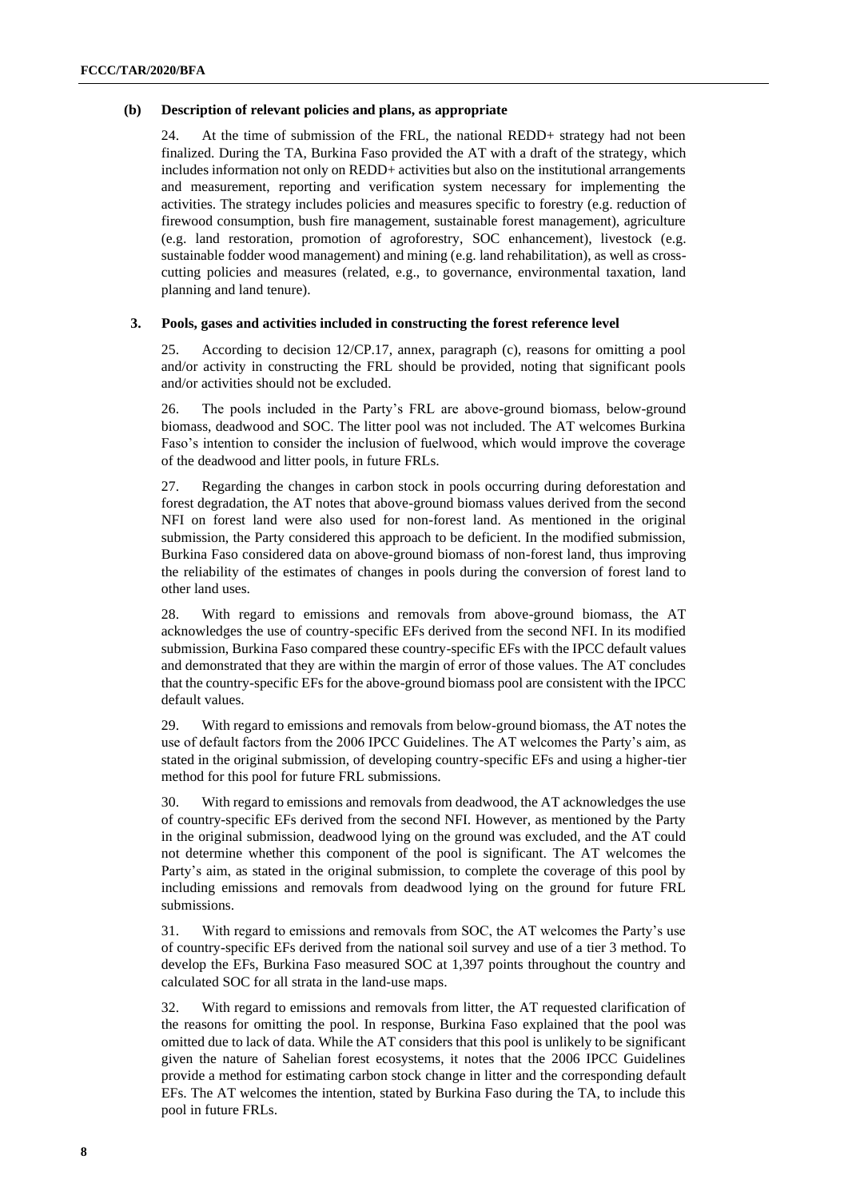### (b) Description of relevant policies and plans, as appropriate

24. At the time of submission of the FRL, the national REDD+ strategy had not been finalized. During the TA, Burkina Faso provided the AT with a draft of the strategy, which includes information not only on REDD+ activities but also on the institutional arrangements and measurement, reporting and verification system necessary for implementing the activities. The strategy includes policies and measures specific to forestry (e.g. reduction of firewood consumption, bush fire management, sustainable forest management), agriculture (e.g. land restoration, promotion of agroforestry, SOC enhancement), livestock (e.g. sustainable fodder wood management) and mining (e.g. land rehabilitation), as well as cross-cutting policies and measures (related, e.g., to governance, environmental taxation, land planning and land tenure).

## 3. Pools, gases and activities included in constructing the forest reference level

25. According to decision 12/CP.17, annex, paragraph (c), reasons for omitting a pool and/or activity in constructing the FRL should be provided, noting that significant pools and/or activities should not be excluded.

26. The pools included in the Party's FRL are above-ground biomass, below-ground biomass, deadwood and SOC. The litter pool was not included. The AT welcomes Burkina Faso's intention to consider the inclusion of fuelwood, which would improve the coverage of the deadwood and litter pools, in future FRLs.

27. Regarding the changes in carbon stock in pools occurring during deforestation and forest degradation, the AT notes that above-ground biomass values derived from the second NFI on forest land were also used for non-forest land. As mentioned in the original submission, the Party considered this approach to be deficient. In the modified submission, Burkina Faso considered data on above-ground biomass of non-forest land, thus improving the reliability of the estimates of changes in pools during the conversion of forest land to other land uses.

28. With regard to emissions and removals from above-ground biomass, the AT acknowledges the use of country-specific EFs derived from the second NFI. In its modified submission, Burkina Faso compared these country-specific EFs with the IPCC default values and demonstrated that they are within the margin of error of those values. The AT concludes that the country-specific EFs for the above-ground biomass pool are consistent with the IPCC default values.

29. With regard to emissions and removals from below-ground biomass, the AT notes the use of default factors from the 2006 IPCC Guidelines. The AT welcomes the Party's aim, as stated in the original submission, of developing country-specific EFs and using a higher-tier method for this pool for future FRL submissions.

30. With regard to emissions and removals from deadwood, the AT acknowledges the use of country-specific EFs derived from the second NFI. However, as mentioned by the Party in the original submission, deadwood lying on the ground was excluded, and the AT could not determine whether this component of the pool is significant. The AT welcomes the Party's aim, as stated in the original submission, to complete the coverage of this pool by including emissions and removals from deadwood lying on the ground for future FRL submissions.

31. With regard to emissions and removals from SOC, the AT welcomes the Party's use of country-specific EFs derived from the national soil survey and use of a tier 3 method. To develop the EFs, Burkina Faso measured SOC at 1,397 points throughout the country and calculated SOC for all strata in the land-use maps.

32. With regard to emissions and removals from litter, the AT requested clarification of the reasons for omitting the pool. In response, Burkina Faso explained that the pool was omitted due to lack of data. While the AT considers that this pool is unlikely to be significant given the nature of Sahelian forest ecosystems, it notes that the 2006 IPCC Guidelines provide a method for estimating carbon stock change in litter and the corresponding default EFs. The AT welcomes the intention, stated by Burkina Faso during the TA, to include this pool in future FRLs.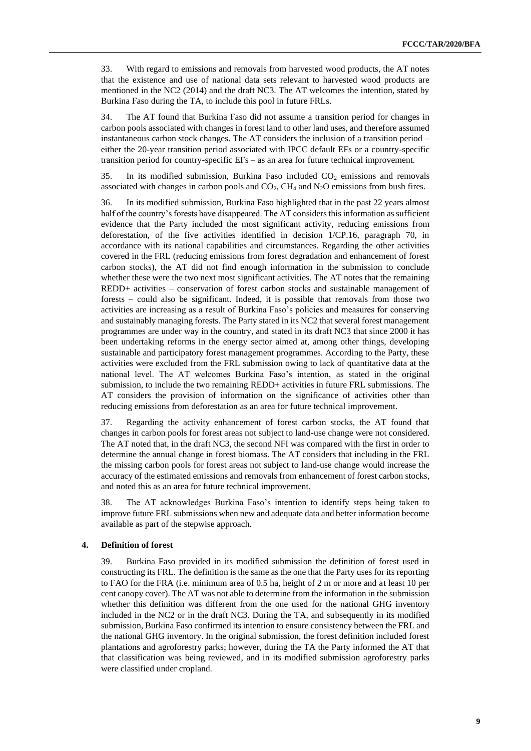33. With regard to emissions and removals from harvested wood products, the AT notes that the existence and use of national data sets relevant to harvested wood products are mentioned in the NC2 (2014) and the draft NC3. The AT welcomes the intention, stated by Burkina Faso during the TA, to include this pool in future FRLs.

34. The AT found that Burkina Faso did not assume a transition period for changes in carbon pools associated with changes in forest land to other land uses, and therefore assumed instantaneous carbon stock changes. The AT considers the inclusion of a transition period – either the 20-year transition period associated with IPCC default EFs or a country-specific transition period for country-specific EFs – as an area for future technical improvement.

35. In its modified submission, Burkina Faso included $CO_2$ emissions and removals associated with changes in carbon pools and $CO_2$, $CH_4$ and $N_2O$ emissions from bush fires.

36. In its modified submission, Burkina Faso highlighted that in the past 22 years almost half of the country's forests have disappeared. The AT considers this information as sufficient evidence that the Party included the most significant activity, reducing emissions from deforestation, of the five activities identified in decision 1/CP.16, paragraph 70, in accordance with its national capabilities and circumstances. Regarding the other activities covered in the FRL (reducing emissions from forest degradation and enhancement of forest carbon stocks), the AT did not find enough information in the submission to conclude whether these were the two next most significant activities. The AT notes that the remaining REDD+ activities – conservation of forest carbon stocks and sustainable management of forests – could also be significant. Indeed, it is possible that removals from those two activities are increasing as a result of Burkina Faso's policies and measures for conserving and sustainably managing forests. The Party stated in its NC2 that several forest management programmes are under way in the country, and stated in its draft NC3 that since 2000 it has been undertaking reforms in the energy sector aimed at, among other things, developing sustainable and participatory forest management programmes. According to the Party, these activities were excluded from the FRL submission owing to lack of quantitative data at the national level. The AT welcomes Burkina Faso's intention, as stated in the original submission, to include the two remaining REDD+ activities in future FRL submissions. The AT considers the provision of information on the significance of activities other than reducing emissions from deforestation as an area for future technical improvement.

37. Regarding the activity enhancement of forest carbon stocks, the AT found that changes in carbon pools for forest areas not subject to land-use change were not considered. The AT noted that, in the draft NC3, the second NFI was compared with the first in order to determine the annual change in forest biomass. The AT considers that including in the FRL the missing carbon pools for forest areas not subject to land-use change would increase the accuracy of the estimated emissions and removals from enhancement of forest carbon stocks, and noted this as an area for future technical improvement.

38. The AT acknowledges Burkina Faso's intention to identify steps being taken to improve future FRL submissions when new and adequate data and better information become available as part of the stepwise approach.

### 4. Definition of forest

39. Burkina Faso provided in its modified submission the definition of forest used in constructing its FRL. The definition is the same as the one that the Party uses for its reporting to FAO for the FRA (i.e. minimum area of 0.5 ha, height of 2 m or more and at least 10 per cent canopy cover). The AT was not able to determine from the information in the submission whether this definition was different from the one used for the national GHG inventory included in the NC2 or in the draft NC3. During the TA, and subsequently in its modified submission, Burkina Faso confirmed its intention to ensure consistency between the FRL and the national GHG inventory. In the original submission, the forest definition included forest plantations and agroforestry parks; however, during the TA the Party informed the AT that that classification was being reviewed, and in its modified submission agroforestry parks were classified under cropland.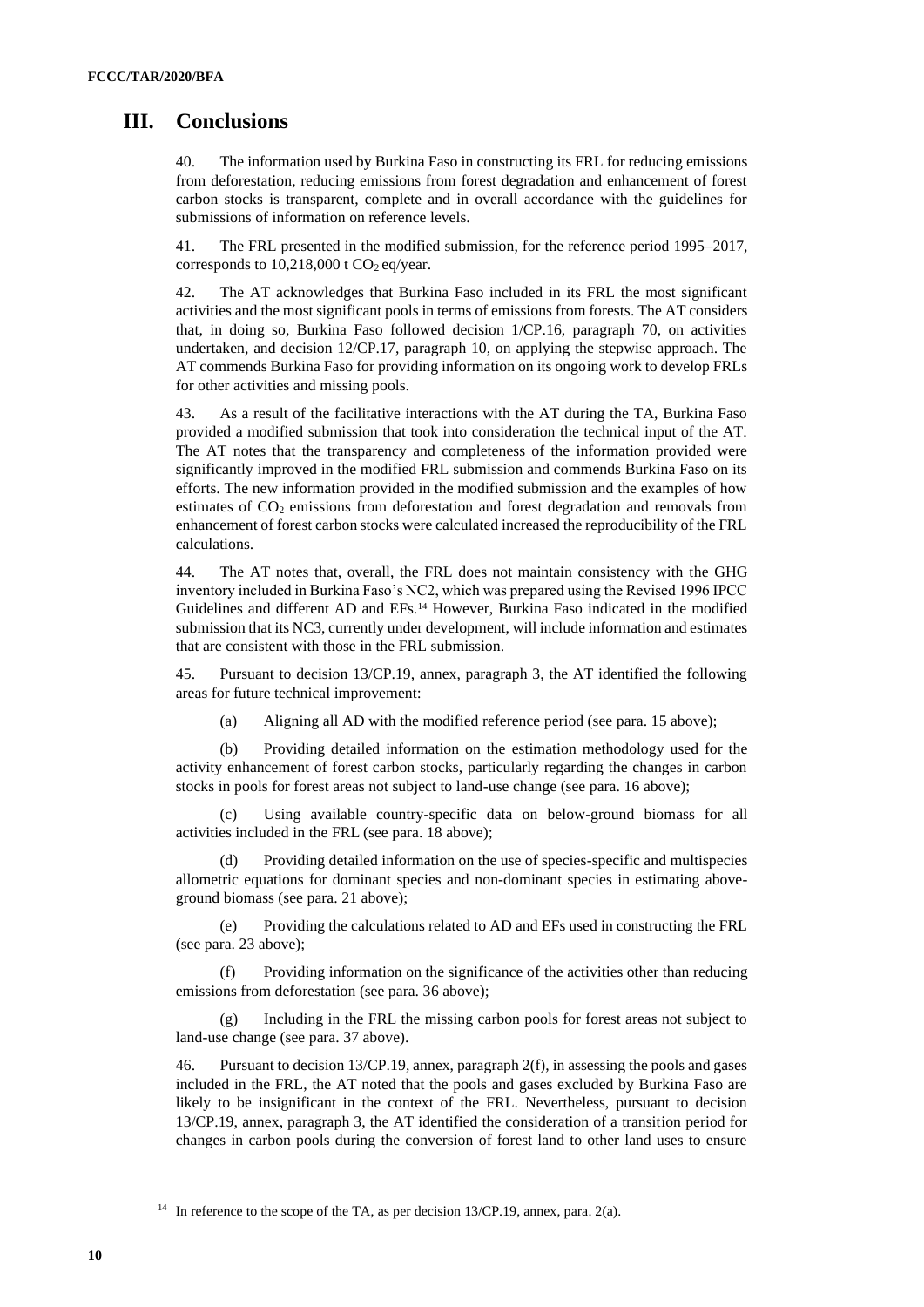## III. Conclusions

40. The information used by Burkina Faso in constructing its FRL for reducing emissions from deforestation, reducing emissions from forest degradation and enhancement of forest carbon stocks is transparent, complete and in overall accordance with the guidelines for submissions of information on reference levels.

41. The FRL presented in the modified submission, for the reference period 1995–2017, corresponds to 10,218,000 t $CO_2$ eq/year.

42. The AT acknowledges that Burkina Faso included in its FRL the most significant activities and the most significant pools in terms of emissions from forests. The AT considers that, in doing so, Burkina Faso followed decision 1/CP.16, paragraph 70, on activities undertaken, and decision 12/CP.17, paragraph 10, on applying the stepwise approach. The AT commends Burkina Faso for providing information on its ongoing work to develop FRLs for other activities and missing pools.

43. As a result of the facilitative interactions with the AT during the TA, Burkina Faso provided a modified submission that took into consideration the technical input of the AT. The AT notes that the transparency and completeness of the information provided were significantly improved in the modified FRL submission and commends Burkina Faso on its efforts. The new information provided in the modified submission and the examples of how estimates of $CO_2$ emissions from deforestation and forest degradation and removals from enhancement of forest carbon stocks were calculated increased the reproducibility of the FRL calculations.

44. The AT notes that, overall, the FRL does not maintain consistency with the GHG inventory included in Burkina Faso's NC2, which was prepared using the Revised 1996 IPCC Guidelines and different AD and EFs.[14] However, Burkina Faso indicated in the modified submission that its NC3, currently under development, will include information and estimates that are consistent with those in the FRL submission.

45. Pursuant to decision 13/CP.19, annex, paragraph 3, the AT identified the following areas for future technical improvement:

(a) Aligning all AD with the modified reference period (see para. 15 above);

(b) Providing detailed information on the estimation methodology used for the activity enhancement of forest carbon stocks, particularly regarding the changes in carbon stocks in pools for forest areas not subject to land-use change (see para. 16 above);

(c) Using available country-specific data on below-ground biomass for all activities included in the FRL (see para. 18 above);

(d) Providing detailed information on the use of species-specific and multispecies allometric equations for dominant species and non-dominant species in estimating above-ground biomass (see para. 21 above);

(e) Providing the calculations related to AD and EFs used in constructing the FRL (see para. 23 above);

(f) Providing information on the significance of the activities other than reducing emissions from deforestation (see para. 36 above);

(g) Including in the FRL the missing carbon pools for forest areas not subject to land-use change (see para. 37 above).

46. Pursuant to decision 13/CP.19, annex, paragraph 2(f), in assessing the pools and gases included in the FRL, the AT noted that the pools and gases excluded by Burkina Faso are likely to be insignificant in the context of the FRL. Nevertheless, pursuant to decision 13/CP.19, annex, paragraph 3, the AT identified the consideration of a transition period for changes in carbon pools during the conversion of forest land to other land uses to ensure

[14] In reference to the scope of the TA, as per decision 13/CP.19, annex, para. 2(a).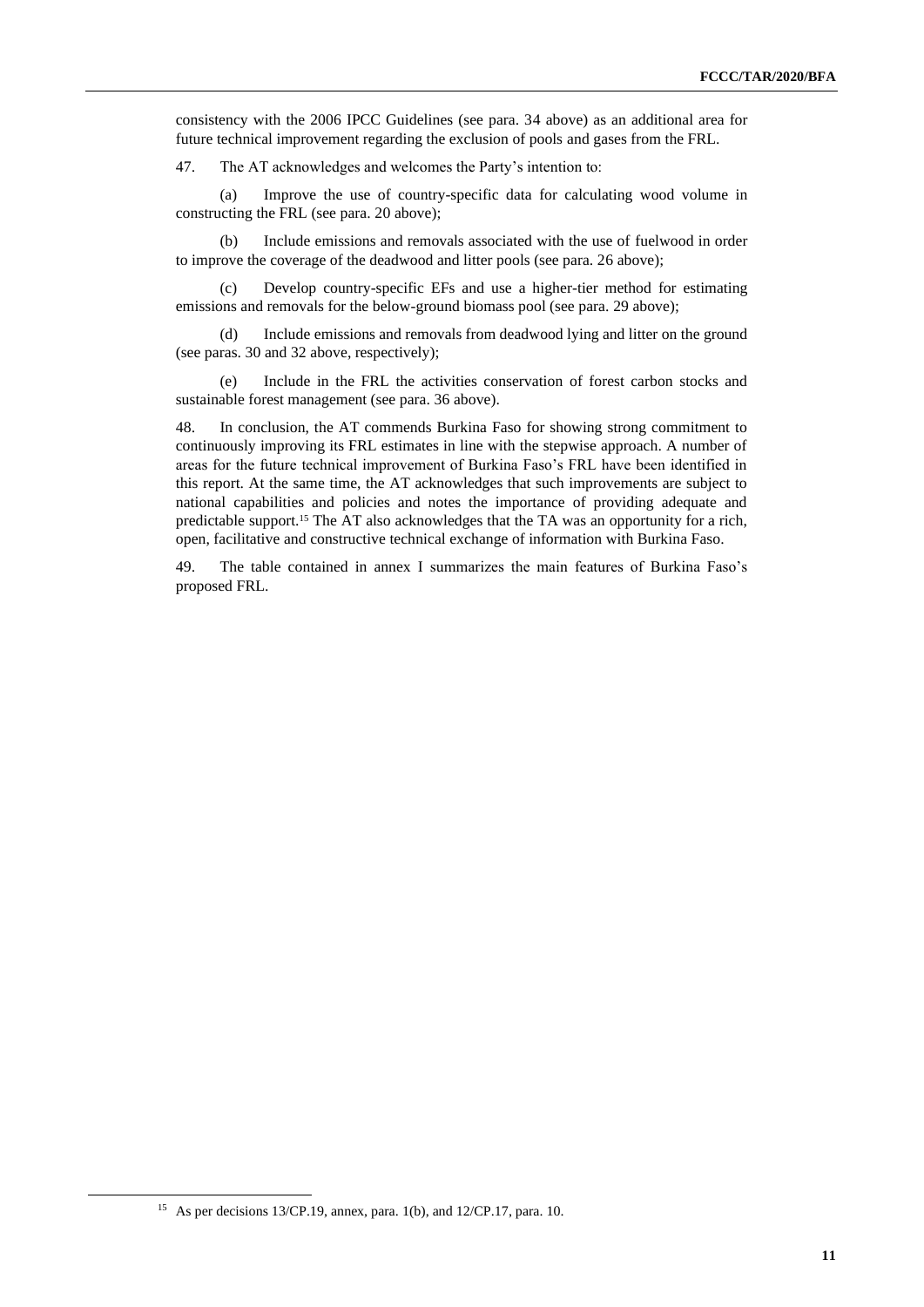consistency with the 2006 IPCC Guidelines (see para. 34 above) as an additional area for future technical improvement regarding the exclusion of pools and gases from the FRL.

47. The AT acknowledges and welcomes the Party's intention to:

(a) Improve the use of country-specific data for calculating wood volume in constructing the FRL (see para. 20 above);

(b) Include emissions and removals associated with the use of fuelwood in order to improve the coverage of the deadwood and litter pools (see para. 26 above);

(c) Develop country-specific EFs and use a higher-tier method for estimating emissions and removals for the below-ground biomass pool (see para. 29 above);

(d) Include emissions and removals from deadwood lying and litter on the ground (see paras. 30 and 32 above, respectively);

(e) Include in the FRL the activities conservation of forest carbon stocks and sustainable forest management (see para. 36 above).

48. In conclusion, the AT commends Burkina Faso for showing strong commitment to continuously improving its FRL estimates in line with the stepwise approach. A number of areas for the future technical improvement of Burkina Faso's FRL have been identified in this report. At the same time, the AT acknowledges that such improvements are subject to national capabilities and policies and notes the importance of providing adequate and predictable support.[15] The AT also acknowledges that the TA was an opportunity for a rich, open, facilitative and constructive technical exchange of information with Burkina Faso.

49. The table contained in annex I summarizes the main features of Burkina Faso's proposed FRL.

[15] As per decisions 13/CP.19, annex, para. 1(b), and 12/CP.17, para. 10.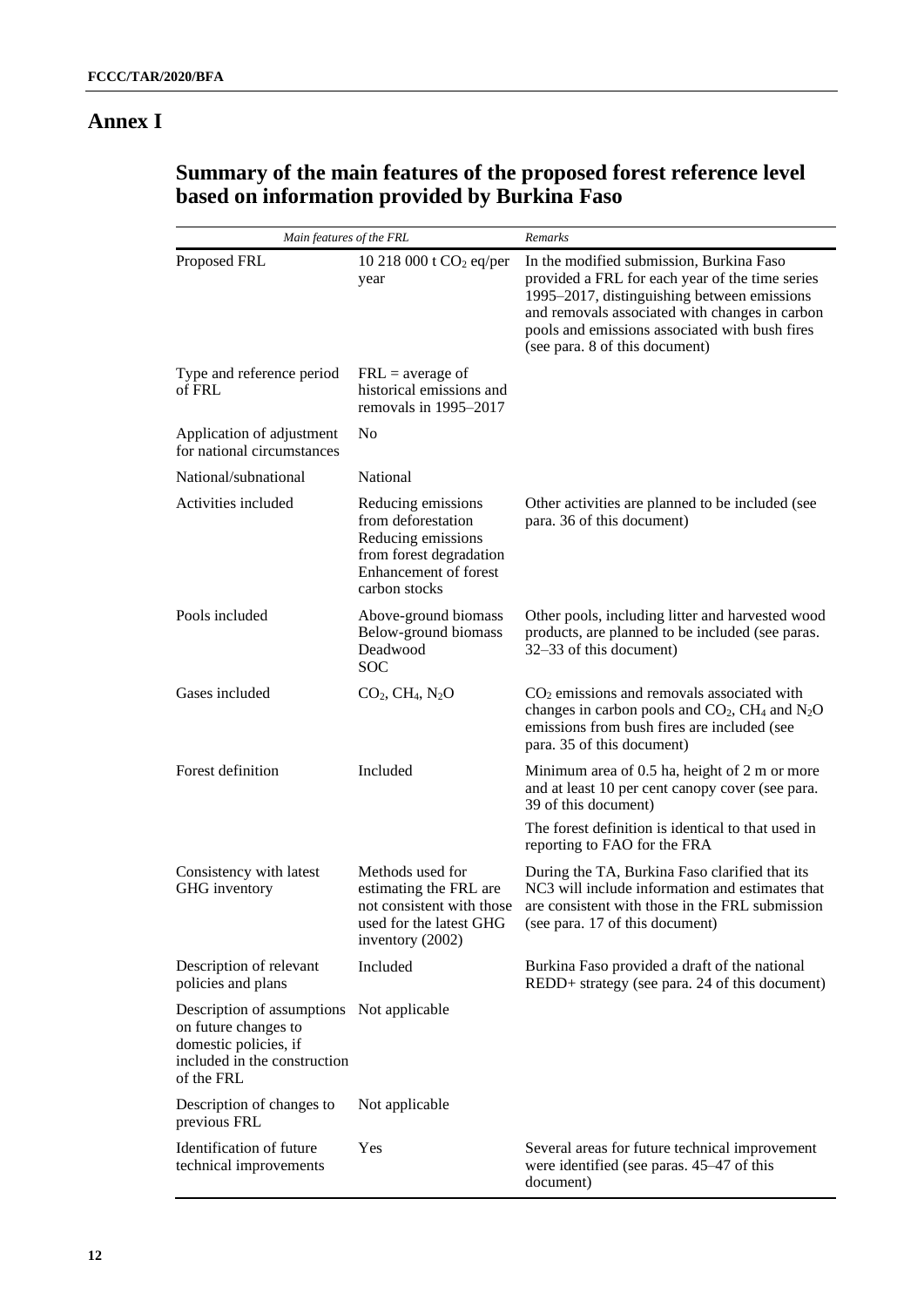# Annex I

## Summary of the main features of the proposed forest reference level based on information provided by Burkina Faso

| *Main features of the FRL* | | *Remarks* |
|---|---|---|
| Proposed FRL | 10 218 000 t $CO_2$ eq/per year | In the modified submission, Burkina Faso provided a FRL for each year of the time series 1995–2017, distinguishing between emissions and removals associated with changes in carbon pools and emissions associated with bush fires (see para. 8 of this document) |
| Type and reference period of FRL | FRL = average of historical emissions and removals in 1995–2017 | |
| Application of adjustment for national circumstances | No | |
| National/subnational | National | |
| Activities included | Reducing emissions from deforestation<br>Reducing emissions from forest degradation<br>Enhancement of forest carbon stocks | Other activities are planned to be included (see para. 36 of this document) |
| Pools included | Above-ground biomass<br>Below-ground biomass<br>Deadwood<br>SOC | Other pools, including litter and harvested wood products, are planned to be included (see paras. 32–33 of this document) |
| Gases included | $CO_2$, $CH_4$, $N_2O$ | $CO_2$ emissions and removals associated with changes in carbon pools and $CO_2$, $CH_4$ and $N_2O$ emissions from bush fires are included (see para. 35 of this document) |
| Forest definition | Included | Minimum area of 0.5 ha, height of 2 m or more and at least 10 per cent canopy cover (see para. 39 of this document)<br>The forest definition is identical to that used in reporting to FAO for the FRA |
| Consistency with latest GHG inventory | Methods used for estimating the FRL are not consistent with those used for the latest GHG inventory (2002) | During the TA, Burkina Faso clarified that its NC3 will include information and estimates that are consistent with those in the FRL submission (see para. 17 of this document) |
| Description of relevant policies and plans | Included | Burkina Faso provided a draft of the national REDD+ strategy (see para. 24 of this document) |
| Description of assumptions on future changes to domestic policies, if included in the construction of the FRL | Not applicable | |
| Description of changes to previous FRL | Not applicable | |
| Identification of future technical improvements | Yes | Several areas for future technical improvement were identified (see paras. 45–47 of this document) |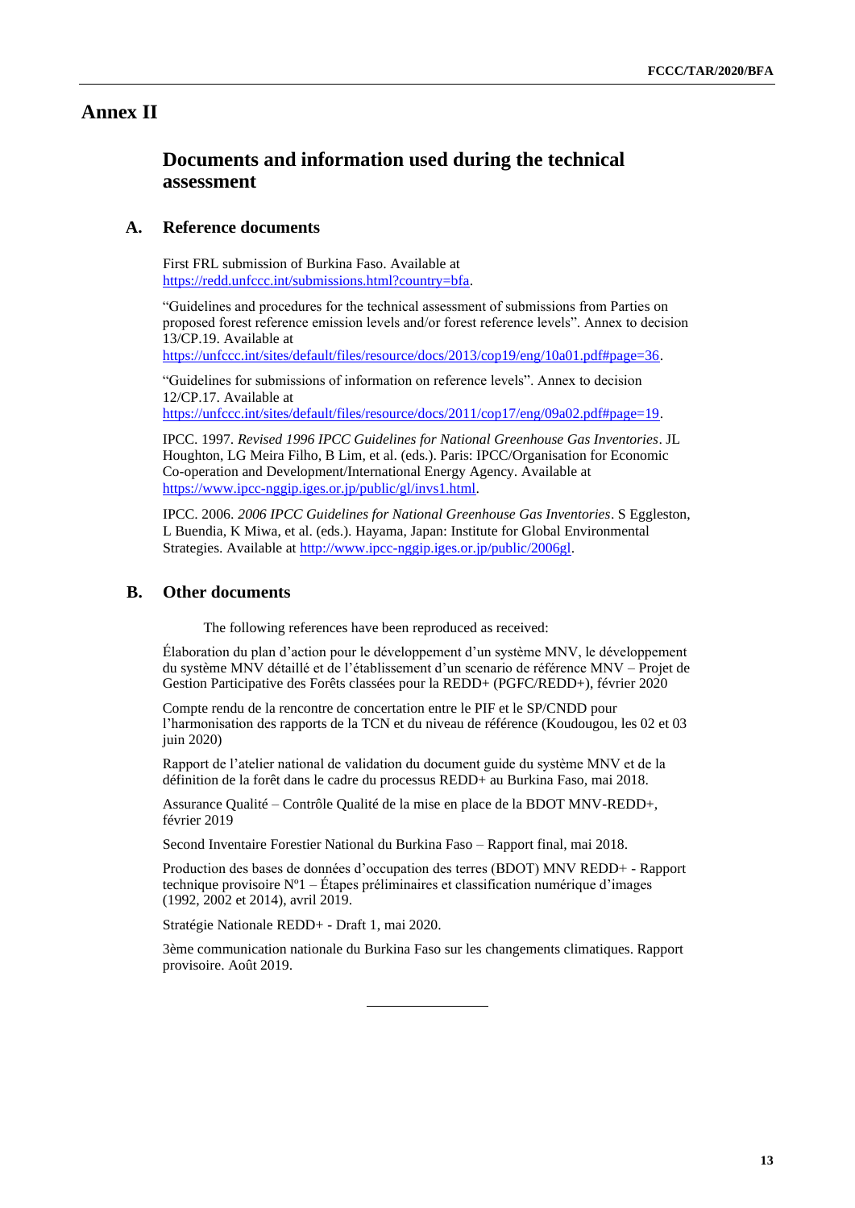# Annex II

## Documents and information used during the technical assessment

### A. Reference documents

First FRL submission of Burkina Faso. Available at https://redd.unfccc.int/submissions.html?country=bfa.

"Guidelines and procedures for the technical assessment of submissions from Parties on proposed forest reference emission levels and/or forest reference levels". Annex to decision 13/CP.19. Available at https://unfccc.int/sites/default/files/resource/docs/2013/cop19/eng/10a01.pdf#page=36.

"Guidelines for submissions of information on reference levels". Annex to decision 12/CP.17. Available at https://unfccc.int/sites/default/files/resource/docs/2011/cop17/eng/09a02.pdf#page=19.

IPCC. 1997. *Revised 1996 IPCC Guidelines for National Greenhouse Gas Inventories*. JL Houghton, LG Meira Filho, B Lim, et al. (eds.). Paris: IPCC/Organisation for Economic Co-operation and Development/International Energy Agency. Available at https://www.ipcc-nggip.iges.or.jp/public/gl/invs1.html.

IPCC. 2006. *2006 IPCC Guidelines for National Greenhouse Gas Inventories*. S Eggleston, L Buendia, K Miwa, et al. (eds.). Hayama, Japan: Institute for Global Environmental Strategies. Available at http://www.ipcc-nggip.iges.or.jp/public/2006gl.

### B. Other documents

The following references have been reproduced as received:

Élaboration du plan d'action pour le développement d'un système MNV, le développement du système MNV détaillé et de l'établissement d'un scenario de référence MNV – Projet de Gestion Participative des Forêts classées pour la REDD+ (PGFC/REDD+), février 2020

Compte rendu de la rencontre de concertation entre le PIF et le SP/CNDD pour l'harmonisation des rapports de la TCN et du niveau de référence (Koudougou, les 02 et 03 juin 2020)

Rapport de l'atelier national de validation du document guide du système MNV et de la définition de la forêt dans le cadre du processus REDD+ au Burkina Faso, mai 2018.

Assurance Qualité – Contrôle Qualité de la mise en place de la BDOT MNV-REDD+, février 2019

Second Inventaire Forestier National du Burkina Faso – Rapport final, mai 2018.

Production des bases de données d'occupation des terres (BDOT) MNV REDD+ - Rapport technique provisoire N°1 – Étapes préliminaires et classification numérique d'images (1992, 2002 et 2014), avril 2019.

Stratégie Nationale REDD+ - Draft 1, mai 2020.

3ème communication nationale du Burkina Faso sur les changements climatiques. Rapport provisoire. Août 2019.